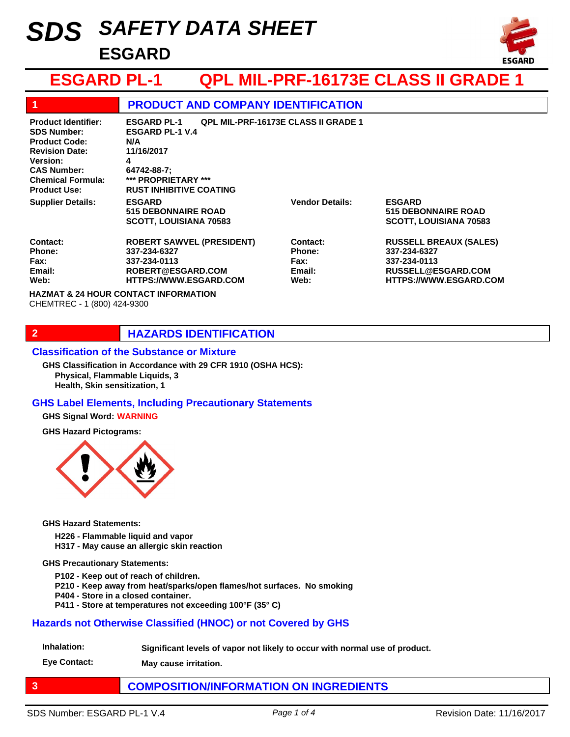# SDS SAFETY DATA SHEET

## ESGARD

# ESGARD PL-1 QPL MIL-PRF-16173E CLASS II GRADE 1

## 1 PRODUCT AND COMPANY IDENTIFICATION

**Product Identifier:** ESGARD PL-1 QPL MIL-PRF-16173E CLASS II GRADE 1
**SDS Number:** ESGARD PL-1 V.4
**Product Code:** N/A
**Revision Date:** 11/16/2017
**Version:** 4
**CAS Number:** 64742-88-7;
**Chemical Formula:** *** PROPRIETARY ***
**Product Use:** RUST INHIBITIVE COATING

| | | | |
|---|---|---|---|
| **Supplier Details:** | ESGARD<br>515 DEBONNAIRE ROAD<br>SCOTT, LOUISIANA 70583 | **Vendor Details:** | ESGARD<br>515 DEBONNAIRE ROAD<br>SCOTT, LOUISIANA 70583 |
| **Contact:** | ROBERT SAWVEL (PRESIDENT) | **Contact:** | RUSSELL BREAUX (SALES) |
| **Phone:** | 337-234-6327 | **Phone:** | 337-234-6327 |
| **Fax:** | 337-234-0113 | **Fax:** | 337-234-0113 |
| **Email:** | ROBERT@ESGARD.COM | **Email:** | RUSSELL@ESGARD.COM |
| **Web:** | HTTPS://WWW.ESGARD.COM | **Web:** | HTTPS://WWW.ESGARD.COM |

**HAZMAT & 24 HOUR CONTACT INFORMATION**
CHEMTREC - 1 (800) 424-9300

## 2 HAZARDS IDENTIFICATION

### Classification of the Substance or Mixture

**GHS Classification in Accordance with 29 CFR 1910 (OSHA HCS):**
- Physical, Flammable Liquids, 3
- Health, Skin sensitization, 1

### GHS Label Elements, Including Precautionary Statements

**GHS Signal Word:** WARNING

**GHS Hazard Pictograms:**

**GHS Hazard Statements:**

- H226 - Flammable liquid and vapor
- H317 - May cause an allergic skin reaction

**GHS Precautionary Statements:**

- P102 - Keep out of reach of children.
- P210 - Keep away from heat/sparks/open flames/hot surfaces. No smoking
- P404 - Store in a closed container.
- P411 - Store at temperatures not exceeding 100°F (35° C)

### Hazards not Otherwise Classified (HNOC) or not Covered by GHS

| | |
|---|---|
| **Inhalation:** | Significant levels of vapor not likely to occur with normal use of product. |
| **Eye Contact:** | May cause irritation. |

## 3 COMPOSITION/INFORMATION ON INGREDIENTS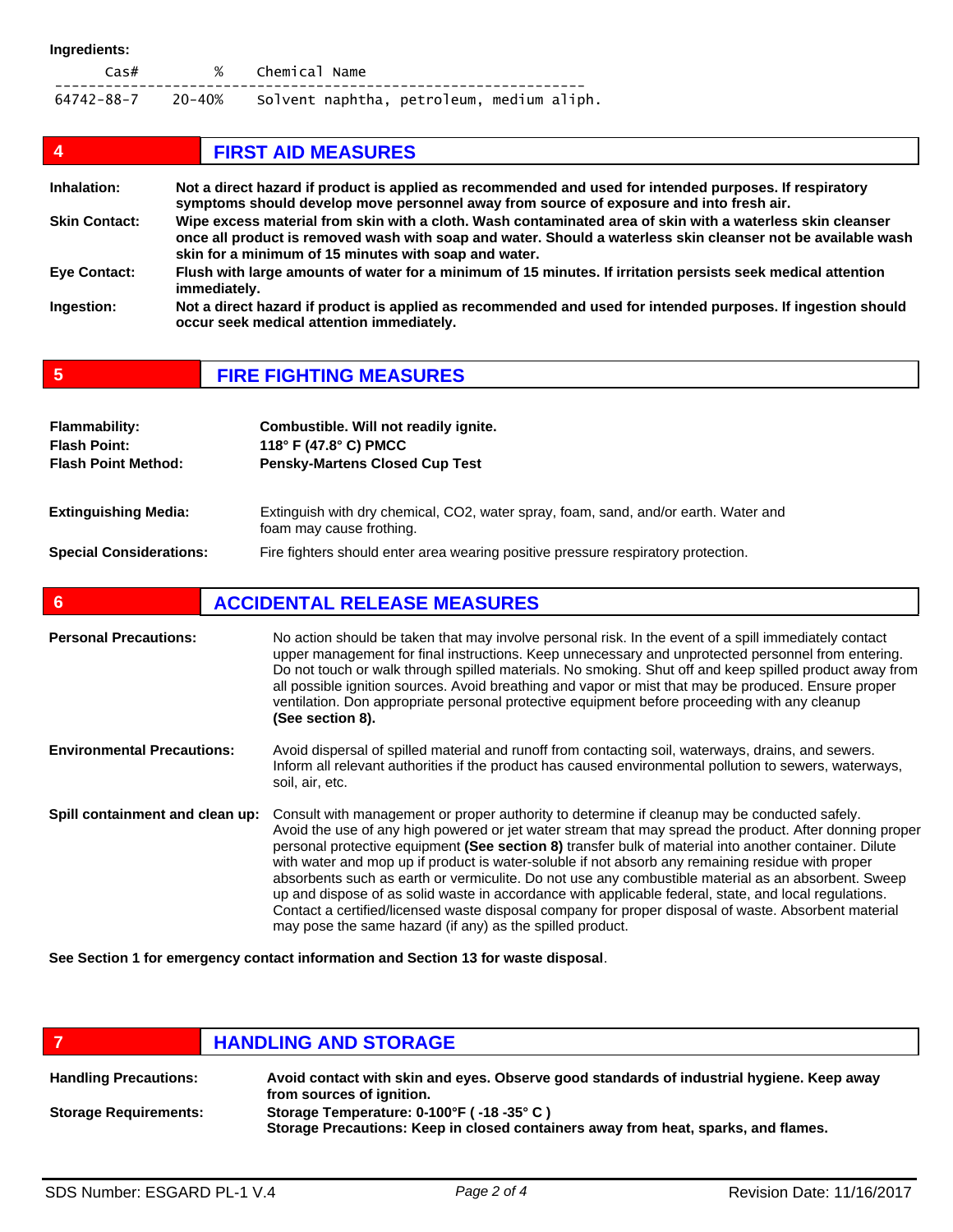**Ingredients:**

| Cas# | % | Chemical Name |
|---|---|---|
| 64742-88-7 | 20-40% | Solvent naphtha, petroleum, medium aliph. |

## 4 FIRST AID MEASURES

**Inhalation:** **Not a direct hazard if product is applied as recommended and used for intended purposes. If respiratory symptoms should develop move personnel away from source of exposure and into fresh air.**

**Skin Contact:** **Wipe excess material from skin with a cloth. Wash contaminated area of skin with a waterless skin cleanser once all product is removed wash with soap and water. Should a waterless skin cleanser not be available wash skin for a minimum of 15 minutes with soap and water.**

**Eye Contact:** **Flush with large amounts of water for a minimum of 15 minutes. If irritation persists seek medical attention immediately.**

**Ingestion:** **Not a direct hazard if product is applied as recommended and used for intended purposes. If ingestion should occur seek medical attention immediately.**

## 5 FIRE FIGHTING MEASURES

**Flammability:** **Combustible. Will not readily ignite.**
**Flash Point:** **118° F (47.8° C) PMCC**
**Flash Point Method:** **Pensky-Martens Closed Cup Test**

**Extinguishing Media:** Extinguish with dry chemical, $CO_2$, water spray, foam, sand, and/or earth. Water and foam may cause frothing.

**Special Considerations:** Fire fighters should enter area wearing positive pressure respiratory protection.

## 6 ACCIDENTAL RELEASE MEASURES

**Personal Precautions:** No action should be taken that may involve personal risk. In the event of a spill immediately contact upper management for final instructions. Keep unnecessary and unprotected personnel from entering. Do not touch or walk through spilled materials. No smoking. Shut off and keep spilled product away from all possible ignition sources. Avoid breathing and vapor or mist that may be produced. Ensure proper ventilation. Don appropriate personal protective equipment before proceeding with any cleanup **(See section 8).**

**Environmental Precautions:** Avoid dispersal of spilled material and runoff from contacting soil, waterways, drains, and sewers. Inform all relevant authorities if the product has caused environmental pollution to sewers, waterways, soil, air, etc.

**Spill containment and clean up:** Consult with management or proper authority to determine if cleanup may be conducted safely. Avoid the use of any high powered or jet water stream that may spread the product. After donning proper personal protective equipment **(See section 8)** transfer bulk of material into another container. Dilute with water and mop up if product is water-soluble if not absorb any remaining residue with proper absorbents such as earth or vermiculite. Do not use any combustible material as an absorbent. Sweep up and dispose of as solid waste in accordance with applicable federal, state, and local regulations. Contact a certified/licensed waste disposal company for proper disposal of waste. Absorbent material may pose the same hazard (if any) as the spilled product.

**See Section 1 for emergency contact information and Section 13 for waste disposal**.

## 7 HANDLING AND STORAGE

**Handling Precautions:** **Avoid contact with skin and eyes. Observe good standards of industrial hygiene. Keep away from sources of ignition.**

**Storage Requirements:** **Storage Temperature: 0-100°F ( -18 -35° C )**
**Storage Precautions: Keep in closed containers away from heat, sparks, and flames.**

SDS Number: ESGARD PL-1 V.4 | Revision Date: 11/16/2017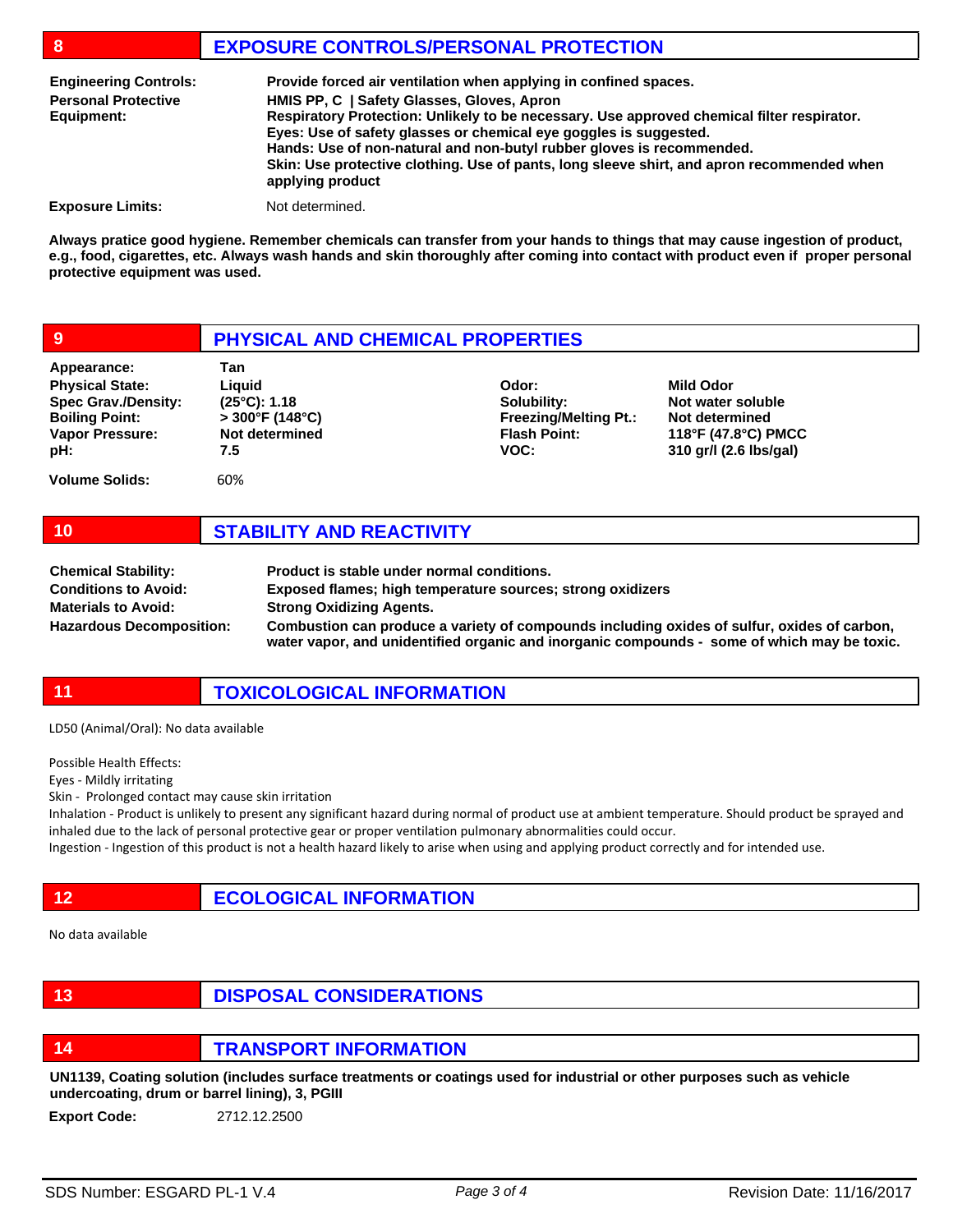## 8 EXPOSURE CONTROLS/PERSONAL PROTECTION

**Engineering Controls:** **Provide forced air ventilation when applying in confined spaces.**

**Personal Protective Equipment:**
**HMIS PP, C | Safety Glasses, Gloves, Apron**
**Respiratory Protection: Unlikely to be necessary. Use approved chemical filter respirator.**
**Eyes: Use of safety glasses or chemical eye goggles is suggested.**
**Hands: Use of non-natural and non-butyl rubber gloves is recommended.**
**Skin: Use protective clothing. Use of pants, long sleeve shirt, and apron recommended when applying product**

**Exposure Limits:** Not determined.

**Always pratice good hygiene. Remember chemicals can transfer from your hands to things that may cause ingestion of product, e.g., food, cigarettes, etc. Always wash hands and skin thoroughly after coming into contact with product even if proper personal protective equipment was used.**

## 9 PHYSICAL AND CHEMICAL PROPERTIES

| | | | |
|---|---|---|---|
| **Appearance:** | **Tan** | | |
| **Physical State:** | **Liquid** | **Odor:** | **Mild Odor** |
| **Spec Grav./Density:** | **(25°C): 1.18** | **Solubility:** | **Not water soluble** |
| **Boiling Point:** | **> 300°F (148°C)** | **Freezing/Melting Pt.:** | **Not determined** |
| **Vapor Pressure:** | **Not determined** | **Flash Point:** | **118°F (47.8°C) PMCC** |
| **pH:** | **7.5** | **VOC:** | **310 gr/l (2.6 lbs/gal)** |
| **Volume Solids:** | 60% | | |

## 10 STABILITY AND REACTIVITY

**Chemical Stability:** **Product is stable under normal conditions.**

**Conditions to Avoid:** **Exposed flames; high temperature sources; strong oxidizers**

**Materials to Avoid:** **Strong Oxidizing Agents.**

**Hazardous Decomposition:** **Combustion can produce a variety of compounds including oxides of sulfur, oxides of carbon, water vapor, and unidentified organic and inorganic compounds - some of which may be toxic.**

## 11 TOXICOLOGICAL INFORMATION

LD50 (Animal/Oral): No data available

Possible Health Effects:

Eyes - Mildly irritating

Skin - Prolonged contact may cause skin irritation

Inhalation - Product is unlikely to present any significant hazard during normal of product use at ambient temperature. Should product be sprayed and inhaled due to the lack of personal protective gear or proper ventilation pulmonary abnormalities could occur.

Ingestion - Ingestion of this product is not a health hazard likely to arise when using and applying product correctly and for intended use.

## 12 ECOLOGICAL INFORMATION

No data available

## 13 DISPOSAL CONSIDERATIONS

## 14 TRANSPORT INFORMATION

**UN1139, Coating solution (includes surface treatments or coatings used for industrial or other purposes such as vehicle undercoating, drum or barrel lining), 3, PGIII**

**Export Code:** 2712.12.2500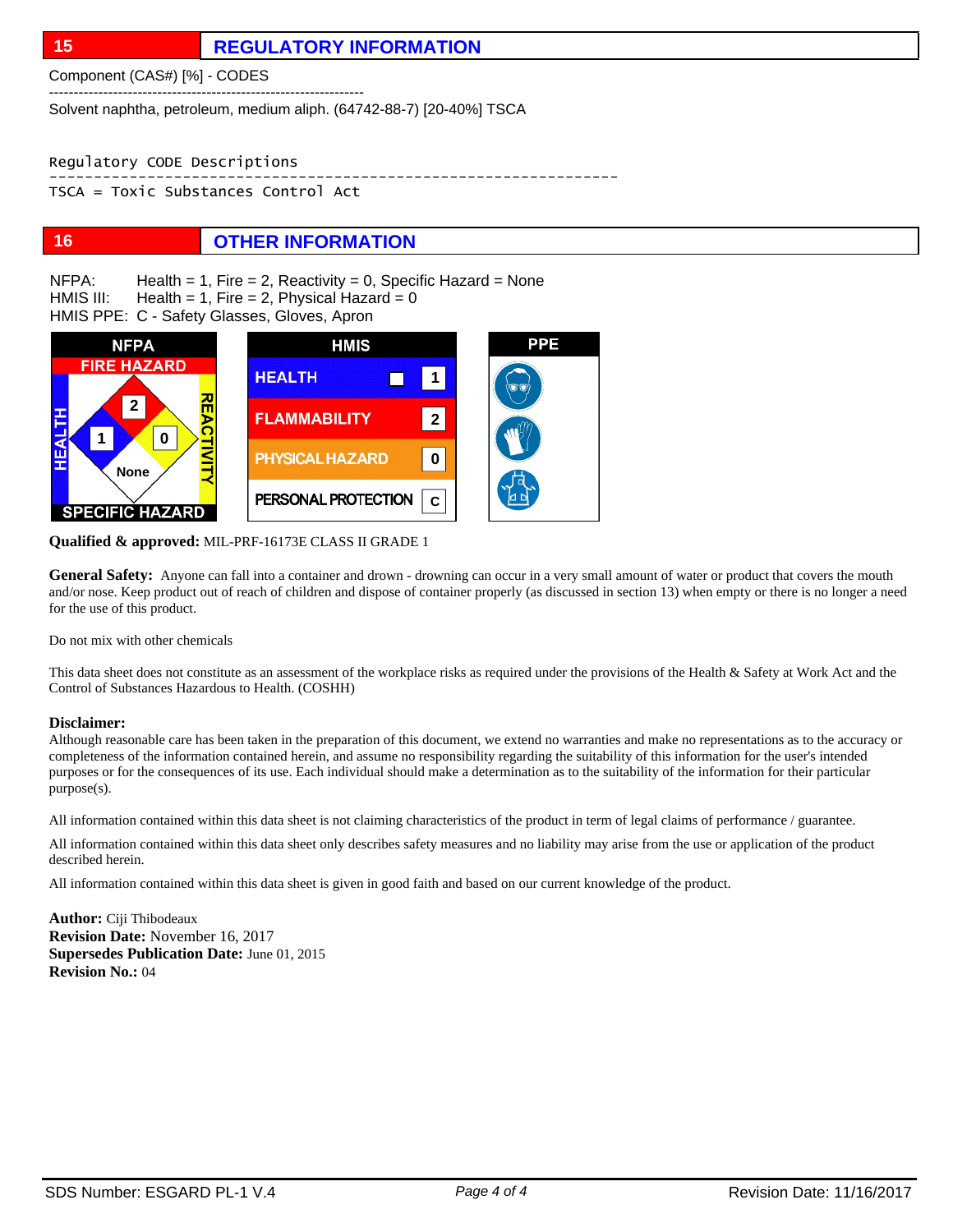## 15 REGULATORY INFORMATION

Component (CAS#) [%] - CODES

----------------------------------------------------------------

Solvent naphtha, petroleum, medium aliph. (64742-88-7) [20-40%] TSCA

```
Regulatory CODE Descriptions
----------------------------------------------------------------
TSCA = Toxic Substances Control Act
```

## 16 OTHER INFORMATION

NFPA: Health = 1, Fire = 2, Reactivity = 0, Specific Hazard = None
HMIS III: Health = 1, Fire = 2, Physical Hazard = 0
HMIS PPE: C - Safety Glasses, Gloves, Apron

NFPA
FIRE HAZARD: 2
HEALTH: 1
REACTIVITY: 0
SPECIFIC HAZARD: None

| HMIS | |
|---|---|
| HEALTH | 1 |
| FLAMMABILITY | 2 |
| PHYSICAL HAZARD | 0 |
| PERSONAL PROTECTION | C |

PPE

**Qualified & approved:** MIL-PRF-16173E CLASS II GRADE 1

**General Safety:** Anyone can fall into a container and drown - drowning can occur in a very small amount of water or product that covers the mouth and/or nose. Keep product out of reach of children and dispose of container properly (as discussed in section 13) when empty or there is no longer a need for the use of this product.

Do not mix with other chemicals

This data sheet does not constitute as an assessment of the workplace risks as required under the provisions of the Health & Safety at Work Act and the Control of Substances Hazardous to Health. (COSHH)

**Disclaimer:**
Although reasonable care has been taken in the preparation of this document, we extend no warranties and make no representations as to the accuracy or completeness of the information contained herein, and assume no responsibility regarding the suitability of this information for the user's intended purposes or for the consequences of its use. Each individual should make a determination as to the suitability of the information for their particular purpose(s).

All information contained within this data sheet is not claiming characteristics of the product in term of legal claims of performance / guarantee.

All information contained within this data sheet only describes safety measures and no liability may arise from the use or application of the product described herein.

All information contained within this data sheet is given in good faith and based on our current knowledge of the product.

**Author:** Ciji Thibodeaux
**Revision Date:** November 16, 2017
**Supersedes Publication Date:** June 01, 2015
**Revision No.:** 04